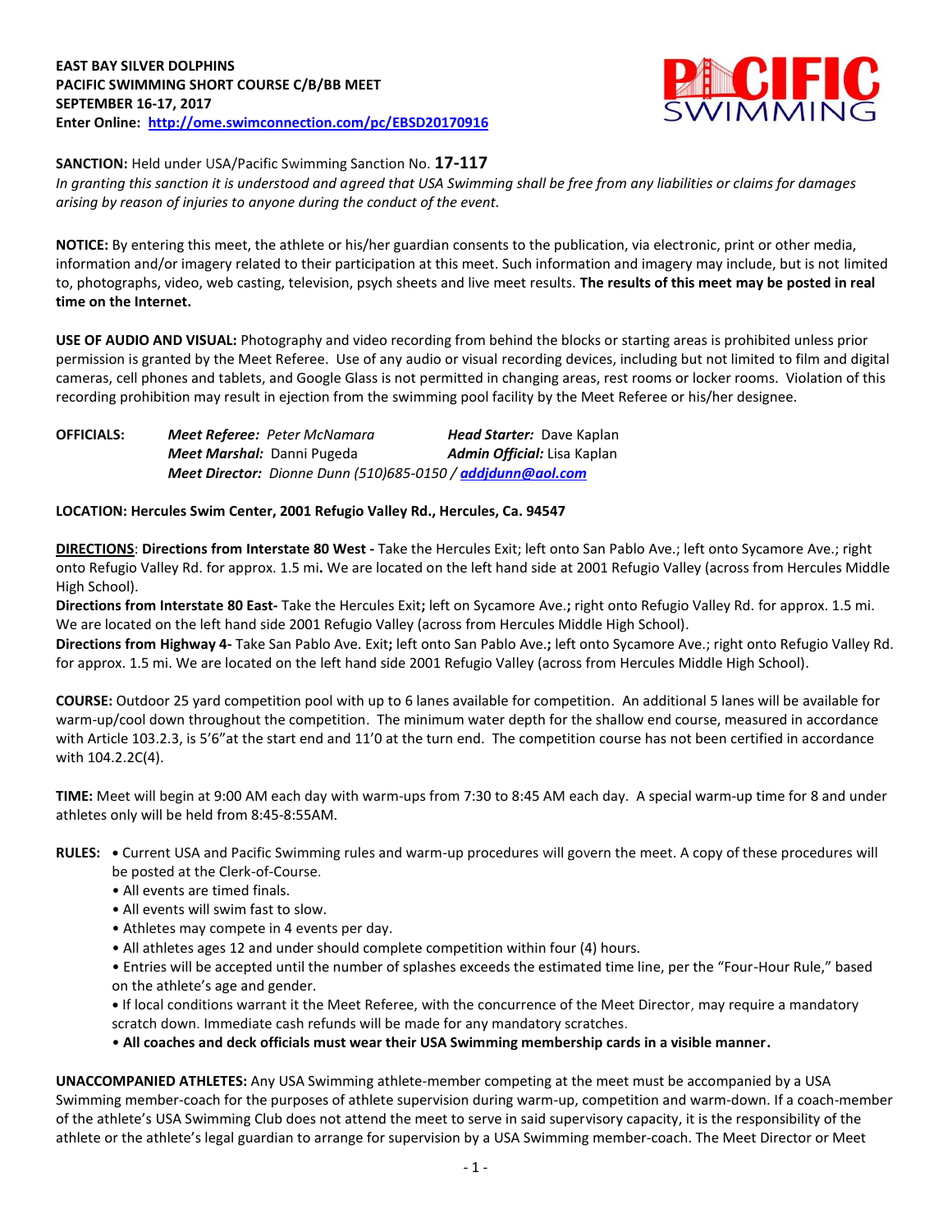**EAST BAY SILVER DOLPHINS**
**PACIFIC SWIMMING SHORT COURSE C/B/BB MEET**
**SEPTEMBER 16-17, 2017**
**Enter Online: [http://ome.swimconnection.com/pc/EBSD20170916](http://ome.swimconnection.com/pc/EBSD20170916)**

**SANCTION:** Held under USA/Pacific Swimming Sanction No. **17-117**
*In granting this sanction it is understood and agreed that USA Swimming shall be free from any liabilities or claims for damages arising by reason of injuries to anyone during the conduct of the event.*

**NOTICE:** By entering this meet, the athlete or his/her guardian consents to the publication, via electronic, print or other media, information and/or imagery related to their participation at this meet. Such information and imagery may include, but is not limited to, photographs, video, web casting, television, psych sheets and live meet results. **The results of this meet may be posted in real time on the Internet.**

**USE OF AUDIO AND VISUAL:** Photography and video recording from behind the blocks or starting areas is prohibited unless prior permission is granted by the Meet Referee. Use of any audio or visual recording devices, including but not limited to film and digital cameras, cell phones and tablets, and Google Glass is not permitted in changing areas, rest rooms or locker rooms. Violation of this recording prohibition may result in ejection from the swimming pool facility by the Meet Referee or his/her designee.

**OFFICIALS:** ***Meet Referee:*** *Peter McNamara* ***Head Starter:*** Dave Kaplan
***Meet Marshal:*** Danni Pugeda ***Admin Official:*** Lisa Kaplan
***Meet Director:*** *Dionne Dunn (510)685-0150 /* ***[addjdunn@aol.com](mailto:addjdunn@aol.com)***

**LOCATION: Hercules Swim Center, 2001 Refugio Valley Rd., Hercules, Ca. 94547**

**DIRECTIONS**: **Directions from Interstate 80 West -** Take the Hercules Exit; left onto San Pablo Ave.; left onto Sycamore Ave.; right onto Refugio Valley Rd. for approx. 1.5 mi**.** We are located on the left hand side at 2001 Refugio Valley (across from Hercules Middle High School).
**Directions from Interstate 80 East-** Take the Hercules Exit**;** left on Sycamore Ave.**;** right onto Refugio Valley Rd. for approx. 1.5 mi. We are located on the left hand side 2001 Refugio Valley (across from Hercules Middle High School).
**Directions from Highway 4-** Take San Pablo Ave. Exit**;** left onto San Pablo Ave.**;** left onto Sycamore Ave.; right onto Refugio Valley Rd. for approx. 1.5 mi. We are located on the left hand side 2001 Refugio Valley (across from Hercules Middle High School).

**COURSE:** Outdoor 25 yard competition pool with up to 6 lanes available for competition. An additional 5 lanes will be available for warm-up/cool down throughout the competition. The minimum water depth for the shallow end course, measured in accordance with Article 103.2.3, is 5'6"at the start end and 11'0 at the turn end. The competition course has not been certified in accordance with 104.2.2C(4).

**TIME:** Meet will begin at 9:00 AM each day with warm-ups from 7:30 to 8:45 AM each day. A special warm-up time for 8 and under athletes only will be held from 8:45-8:55AM.

**RULES:**
- Current USA and Pacific Swimming rules and warm-up procedures will govern the meet. A copy of these procedures will be posted at the Clerk-of-Course.
- All events are timed finals.
- All events will swim fast to slow.
- Athletes may compete in 4 events per day.
- All athletes ages 12 and under should complete competition within four (4) hours.
- Entries will be accepted until the number of splashes exceeds the estimated time line, per the "Four-Hour Rule," based on the athlete's age and gender.
- If local conditions warrant it the Meet Referee, with the concurrence of the Meet Director, may require a mandatory scratch down. Immediate cash refunds will be made for any mandatory scratches.
- **All coaches and deck officials must wear their USA Swimming membership cards in a visible manner.**

**UNACCOMPANIED ATHLETES:** Any USA Swimming athlete-member competing at the meet must be accompanied by a USA Swimming member-coach for the purposes of athlete supervision during warm-up, competition and warm-down. If a coach-member of the athlete's USA Swimming Club does not attend the meet to serve in said supervisory capacity, it is the responsibility of the athlete or the athlete's legal guardian to arrange for supervision by a USA Swimming member-coach. The Meet Director or Meet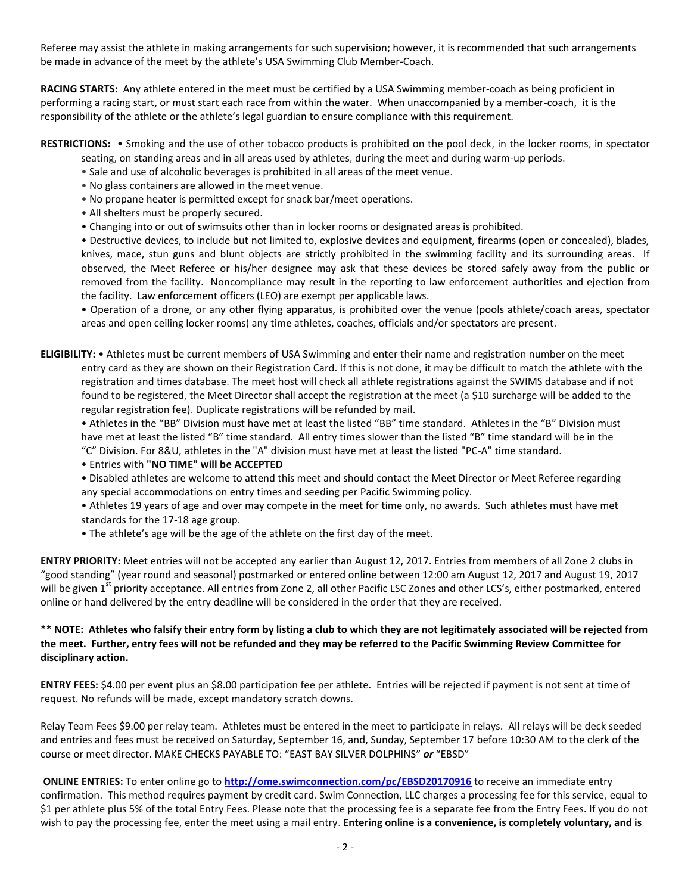Referee may assist the athlete in making arrangements for such supervision; however, it is recommended that such arrangements be made in advance of the meet by the athlete's USA Swimming Club Member-Coach.

**RACING STARTS:** Any athlete entered in the meet must be certified by a USA Swimming member-coach as being proficient in performing a racing start, or must start each race from within the water. When unaccompanied by a member-coach, it is the responsibility of the athlete or the athlete's legal guardian to ensure compliance with this requirement.

**RESTRICTIONS:** • Smoking and the use of other tobacco products is prohibited on the pool deck, in the locker rooms, in spectator seating, on standing areas and in all areas used by athletes, during the meet and during warm-up periods.

- Sale and use of alcoholic beverages is prohibited in all areas of the meet venue.
- No glass containers are allowed in the meet venue.
- No propane heater is permitted except for snack bar/meet operations.
- All shelters must be properly secured.
- Changing into or out of swimsuits other than in locker rooms or designated areas is prohibited.
- Destructive devices, to include but not limited to, explosive devices and equipment, firearms (open or concealed), blades, knives, mace, stun guns and blunt objects are strictly prohibited in the swimming facility and its surrounding areas. If observed, the Meet Referee or his/her designee may ask that these devices be stored safely away from the public or removed from the facility. Noncompliance may result in the reporting to law enforcement authorities and ejection from the facility. Law enforcement officers (LEO) are exempt per applicable laws.
- Operation of a drone, or any other flying apparatus, is prohibited over the venue (pools athlete/coach areas, spectator areas and open ceiling locker rooms) any time athletes, coaches, officials and/or spectators are present.

**ELIGIBILITY:** • Athletes must be current members of USA Swimming and enter their name and registration number on the meet entry card as they are shown on their Registration Card. If this is not done, it may be difficult to match the athlete with the registration and times database. The meet host will check all athlete registrations against the SWIMS database and if not found to be registered, the Meet Director shall accept the registration at the meet (a $10 surcharge will be added to the regular registration fee). Duplicate registrations will be refunded by mail.

- Athletes in the "BB" Division must have met at least the listed "BB" time standard. Athletes in the "B" Division must have met at least the listed "B" time standard. All entry times slower than the listed "B" time standard will be in the "C" Division. For 8&U, athletes in the "A" division must have met at least the listed "PC-A" time standard.
- Entries with **"NO TIME" will be ACCEPTED**
- Disabled athletes are welcome to attend this meet and should contact the Meet Director or Meet Referee regarding any special accommodations on entry times and seeding per Pacific Swimming policy.
- Athletes 19 years of age and over may compete in the meet for time only, no awards. Such athletes must have met standards for the 17-18 age group.
- The athlete's age will be the age of the athlete on the first day of the meet.

**ENTRY PRIORITY:** Meet entries will not be accepted any earlier than August 12, 2017. Entries from members of all Zone 2 clubs in "good standing" (year round and seasonal) postmarked or entered online between 12:00 am August 12, 2017 and August 19, 2017 will be given 1st priority acceptance. All entries from Zone 2, all other Pacific LSC Zones and other LCS's, either postmarked, entered online or hand delivered by the entry deadline will be considered in the order that they are received.

**\*\* NOTE: Athletes who falsify their entry form by listing a club to which they are not legitimately associated will be rejected from the meet. Further, entry fees will not be refunded and they may be referred to the Pacific Swimming Review Committee for disciplinary action.**

**ENTRY FEES:** $4.00 per event plus an $8.00 participation fee per athlete. Entries will be rejected if payment is not sent at time of request. No refunds will be made, except mandatory scratch downs.

Relay Team Fees $9.00 per relay team. Athletes must be entered in the meet to participate in relays. All relays will be deck seeded and entries and fees must be received on Saturday, September 16, and, Sunday, September 17 before 10:30 AM to the clerk of the course or meet director. MAKE CHECKS PAYABLE TO: "EAST BAY SILVER DOLPHINS" ***or*** "EBSD"

**ONLINE ENTRIES:** To enter online go to **http://ome.swimconnection.com/pc/EBSD20170916** to receive an immediate entry confirmation. This method requires payment by credit card. Swim Connection, LLC charges a processing fee for this service, equal to $1 per athlete plus 5% of the total Entry Fees. Please note that the processing fee is a separate fee from the Entry Fees. If you do not wish to pay the processing fee, enter the meet using a mail entry. **Entering online is a convenience, is completely voluntary, and is**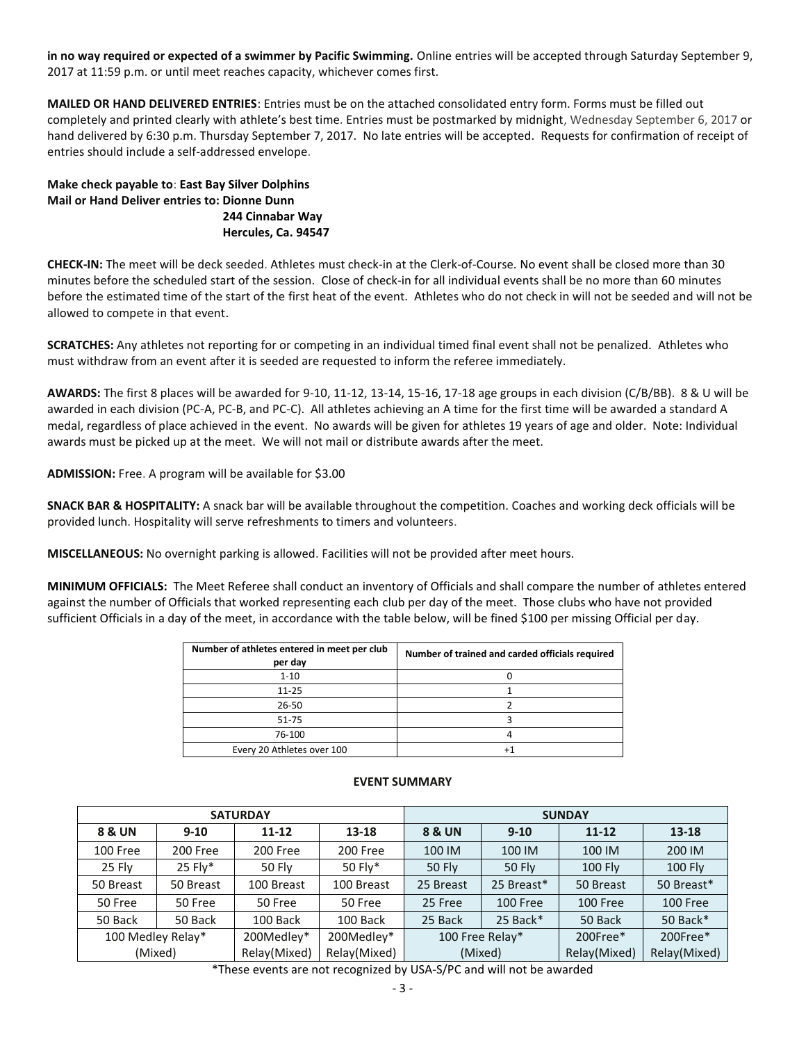**in no way required or expected of a swimmer by Pacific Swimming.** Online entries will be accepted through Saturday September 9, 2017 at 11:59 p.m. or until meet reaches capacity, whichever comes first.

**MAILED OR HAND DELIVERED ENTRIES**: Entries must be on the attached consolidated entry form. Forms must be filled out completely and printed clearly with athlete's best time. Entries must be postmarked by midnight, Wednesday September 6, 2017 or hand delivered by 6:30 p.m. Thursday September 7, 2017. No late entries will be accepted. Requests for confirmation of receipt of entries should include a self-addressed envelope.

**Make check payable to**: **East Bay Silver Dolphins**
**Mail or Hand Deliver entries to: Dionne Dunn**
**244 Cinnabar Way**
**Hercules, Ca. 94547**

**CHECK-IN:** The meet will be deck seeded. Athletes must check-in at the Clerk-of-Course. No event shall be closed more than 30 minutes before the scheduled start of the session. Close of check-in for all individual events shall be no more than 60 minutes before the estimated time of the start of the first heat of the event. Athletes who do not check in will not be seeded and will not be allowed to compete in that event.

**SCRATCHES:** Any athletes not reporting for or competing in an individual timed final event shall not be penalized. Athletes who must withdraw from an event after it is seeded are requested to inform the referee immediately.

**AWARDS:** The first 8 places will be awarded for 9-10, 11-12, 13-14, 15-16, 17-18 age groups in each division (C/B/BB). 8 & U will be awarded in each division (PC-A, PC-B, and PC-C). All athletes achieving an A time for the first time will be awarded a standard A medal, regardless of place achieved in the event. No awards will be given for athletes 19 years of age and older. Note: Individual awards must be picked up at the meet. We will not mail or distribute awards after the meet.

**ADMISSION:** Free. A program will be available for $3.00

**SNACK BAR & HOSPITALITY:** A snack bar will be available throughout the competition. Coaches and working deck officials will be provided lunch. Hospitality will serve refreshments to timers and volunteers.

**MISCELLANEOUS:** No overnight parking is allowed. Facilities will not be provided after meet hours.

**MINIMUM OFFICIALS:** The Meet Referee shall conduct an inventory of Officials and shall compare the number of athletes entered against the number of Officials that worked representing each club per day of the meet. Those clubs who have not provided sufficient Officials in a day of the meet, in accordance with the table below, will be fined $100 per missing Official per day.

| Number of athletes entered in meet per club per day | Number of trained and carded officials required |
|---|---|
| 1-10 | 0 |
| 11-25 | 1 |
| 26-50 | 2 |
| 51-75 | 3 |
| 76-100 | 4 |
| Every 20 Athletes over 100 | +1 |

**EVENT SUMMARY**

| SATURDAY | | | | SUNDAY | | | |
|---|---|---|---|---|---|---|---|
| **8 & UN** | **9-10** | **11-12** | **13-18** | **8 & UN** | **9-10** | **11-12** | **13-18** |
| 100 Free | 200 Free | 200 Free | 200 Free | 100 IM | 100 IM | 100 IM | 200 IM |
| 25 Fly | 25 Fly* | 50 Fly | 50 Fly* | 50 Fly | 50 Fly | 100 Fly | 100 Fly |
| 50 Breast | 50 Breast | 100 Breast | 100 Breast | 25 Breast | 25 Breast* | 50 Breast | 50 Breast* |
| 50 Free | 50 Free | 50 Free | 50 Free | 25 Free | 100 Free | 100 Free | 100 Free |
| 50 Back | 50 Back | 100 Back | 100 Back | 25 Back | 25 Back* | 50 Back | 50 Back* |
| 100 Medley Relay* (Mixed) | | 200Medley* Relay(Mixed) | 200Medley* Relay(Mixed) | 100 Free Relay* (Mixed) | | 200Free* Relay(Mixed) | 200Free* Relay(Mixed) |

*These events are not recognized by USA-S/PC and will not be awarded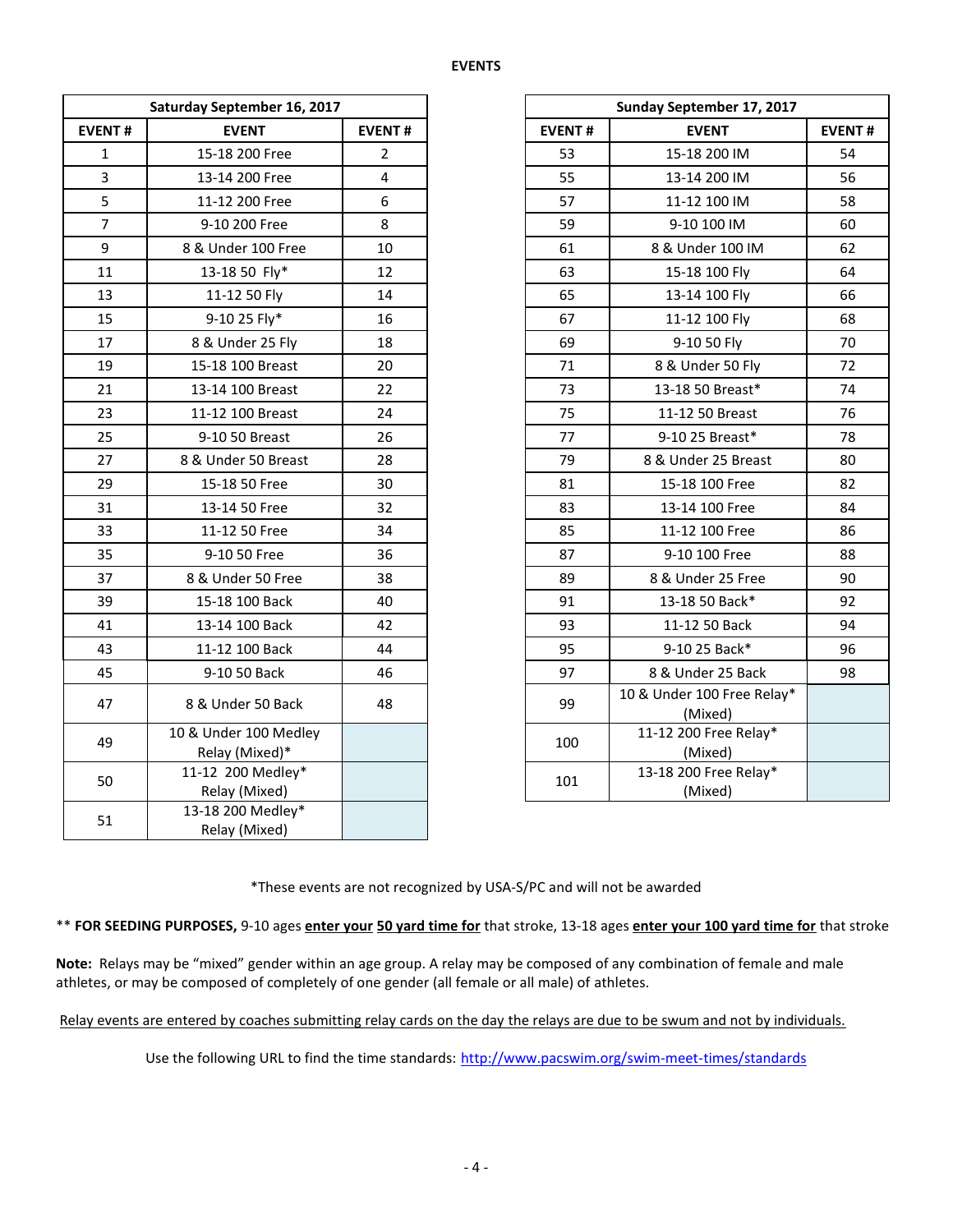## EVENTS

| Saturday September 16, 2017 | | |
|---|---|---|
| **EVENT #** | **EVENT** | **EVENT #** |
| 1 | 15-18 200 Free | 2 |
| 3 | 13-14 200 Free | 4 |
| 5 | 11-12 200 Free | 6 |
| 7 | 9-10 200 Free | 8 |
| 9 | 8 & Under 100 Free | 10 |
| 11 | 13-18 50 Fly* | 12 |
| 13 | 11-12 50 Fly | 14 |
| 15 | 9-10 25 Fly* | 16 |
| 17 | 8 & Under 25 Fly | 18 |
| 19 | 15-18 100 Breast | 20 |
| 21 | 13-14 100 Breast | 22 |
| 23 | 11-12 100 Breast | 24 |
| 25 | 9-10 50 Breast | 26 |
| 27 | 8 & Under 50 Breast | 28 |
| 29 | 15-18 50 Free | 30 |
| 31 | 13-14 50 Free | 32 |
| 33 | 11-12 50 Free | 34 |
| 35 | 9-10 50 Free | 36 |
| 37 | 8 & Under 50 Free | 38 |
| 39 | 15-18 100 Back | 40 |
| 41 | 13-14 100 Back | 42 |
| 43 | 11-12 100 Back | 44 |
| 45 | 9-10 50 Back | 46 |
| 47 | 8 & Under 50 Back | 48 |
| 49 | 10 & Under 100 Medley Relay (Mixed)* | |
| 50 | 11-12 200 Medley* Relay (Mixed) | |
| 51 | 13-18 200 Medley* Relay (Mixed) | |

| Sunday September 17, 2017 | | |
|---|---|---|
| **EVENT #** | **EVENT** | **EVENT #** |
| 53 | 15-18 200 IM | 54 |
| 55 | 13-14 200 IM | 56 |
| 57 | 11-12 100 IM | 58 |
| 59 | 9-10 100 IM | 60 |
| 61 | 8 & Under 100 IM | 62 |
| 63 | 15-18 100 Fly | 64 |
| 65 | 13-14 100 Fly | 66 |
| 67 | 11-12 100 Fly | 68 |
| 69 | 9-10 50 Fly | 70 |
| 71 | 8 & Under 50 Fly | 72 |
| 73 | 13-18 50 Breast* | 74 |
| 75 | 11-12 50 Breast | 76 |
| 77 | 9-10 25 Breast* | 78 |
| 79 | 8 & Under 25 Breast | 80 |
| 81 | 15-18 100 Free | 82 |
| 83 | 13-14 100 Free | 84 |
| 85 | 11-12 100 Free | 86 |
| 87 | 9-10 100 Free | 88 |
| 89 | 8 & Under 25 Free | 90 |
| 91 | 13-18 50 Back* | 92 |
| 93 | 11-12 50 Back | 94 |
| 95 | 9-10 25 Back* | 96 |
| 97 | 8 & Under 25 Back | 98 |
| 99 | 10 & Under 100 Free Relay* (Mixed) | |
| 100 | 11-12 200 Free Relay* (Mixed) | |
| 101 | 13-18 200 Free Relay* (Mixed) | |

*These events are not recognized by USA-S/PC and will not be awarded

** **FOR SEEDING PURPOSES,** 9-10 ages **enter your 50 yard time for** that stroke, 13-18 ages **enter your 100 yard time for** that stroke

**Note:** Relays may be "mixed" gender within an age group. A relay may be composed of any combination of female and male athletes, or may be composed of completely of one gender (all female or all male) of athletes.

Relay events are entered by coaches submitting relay cards on the day the relays are due to be swum and not by individuals.

Use the following URL to find the time standards: http://www.pacswim.org/swim-meet-times/standards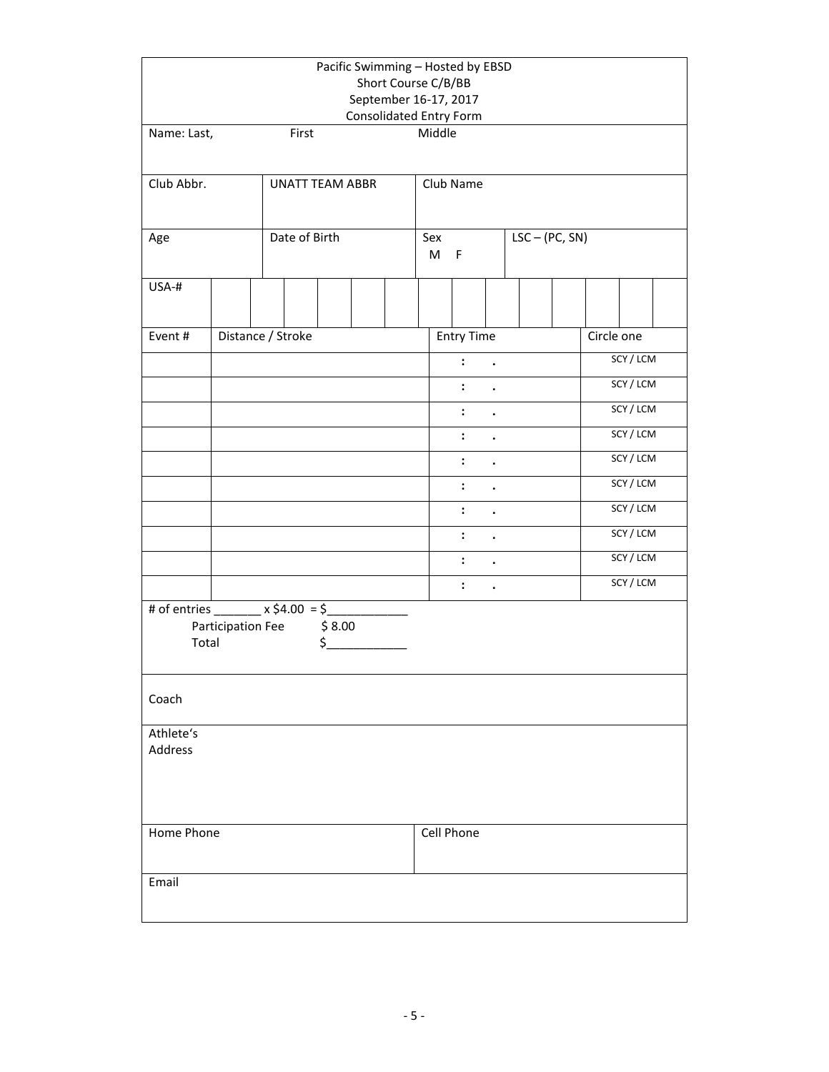Pacific Swimming – Hosted by EBSD
Short Course C/B/BB
September 16-17, 2017
Consolidated Entry Form

| | | | |
|---|---|---|---|
| Name: Last, | First | Middle | |
| Club Abbr. | UNATT TEAM ABBR | Club Name | |
| Age | Date of Birth | Sex M F | LSC – (PC, SN) |

| | | | | | | | | | | | | | | |
|---|---|---|---|---|---|---|---|---|---|---|---|---|---|---|
| USA-# | | | | | | | | | | | | | | |

| Event # | Distance / Stroke | Entry Time | Circle one |
|---|---|---|---|
| | | : . | SCY / LCM |
| | | : . | SCY / LCM |
| | | : . | SCY / LCM |
| | | : . | SCY / LCM |
| | | : . | SCY / LCM |
| | | : . | SCY / LCM |
| | | : . | SCY / LCM |
| | | : . | SCY / LCM |
| | | : . | SCY / LCM |
| | | : . | SCY / LCM |

# of entries _______ x $4.00 = $____________
Participation Fee $ 8.00
Total $____________

Coach

Athlete's Address

| | |
|---|---|
| Home Phone | Cell Phone |

Email